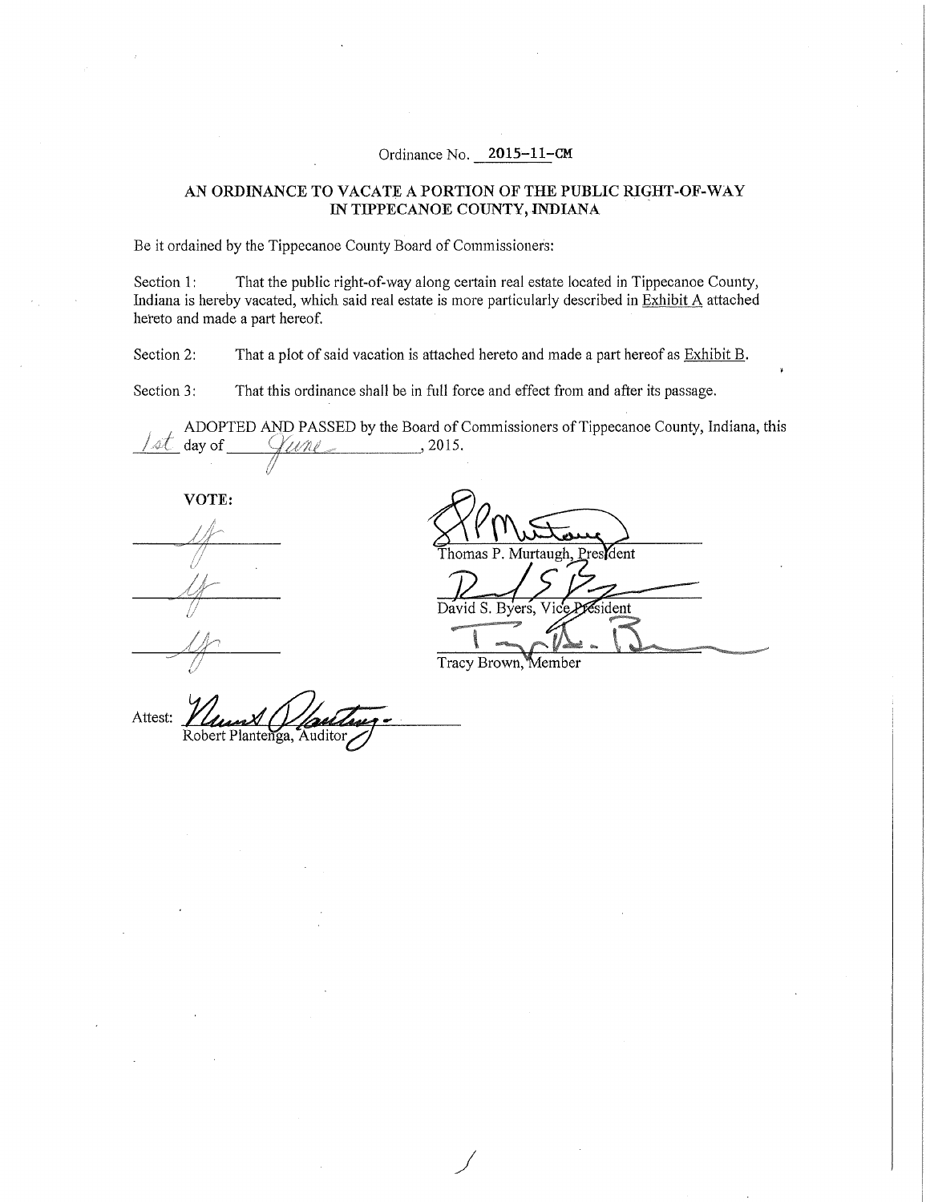Ordinance No. 2015-11-CM

## AN ORDINANCE TO VACATE A PORTION OF THE PUBLIC RIGHT-OF-WAY IN TIPPECANOE COUNTY, INDIANA

Be it ordained by the Tippecanoe County Board of Commissioners:

Section 1: That the public right-of-way along certain real estate located in Tippecanoe County, Indiana is hereby vacated, which said real estate is more particularly described in Exhibit A attached hereto and made a part hereof.

Section 2: That a plot of said vacation is attached hereto and made a part hereof as Exhibit B.

Section 3: That this ordinance shall be in full force and effect from and after its passage.

ADOPTED AND PASSED by the Board of Commissioners of Tippecanoe County, Indiana, this 1st day of June, 2015.

**VOTE:**

| | |
|---|---|
| Ay | Thomas P. Murtaugh, President |
| Ay | David S. Byers, Vice President |
| Ay | Tracy Brown, Member |

Attest: Robert Plantenga, Auditor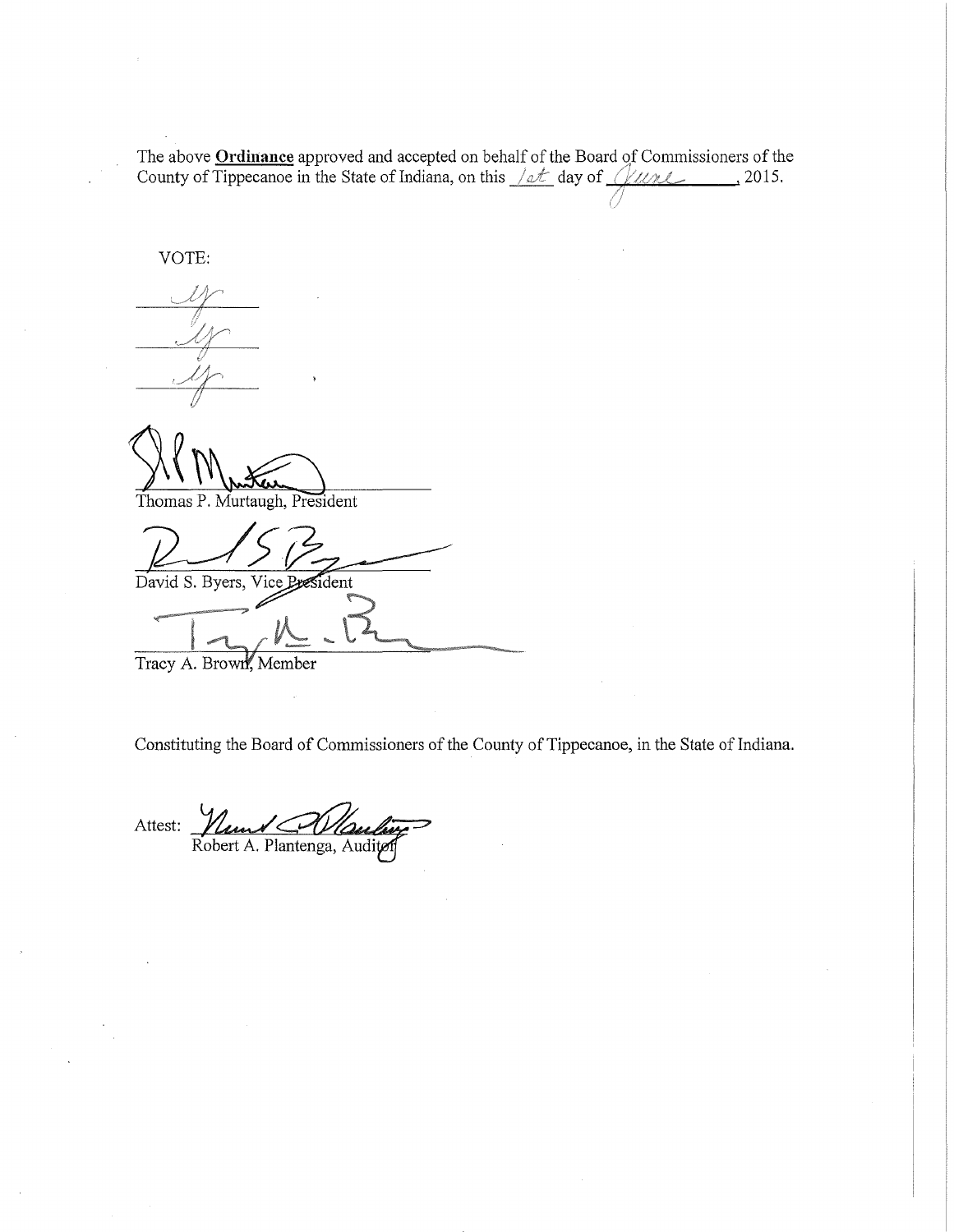The above **Ordinance** approved and accepted on behalf of the Board of Commissioners of the County of Tippecanoe in the State of Indiana, on this 1st day of June, 2015.

VOTE:

aye

aye

aye

Thomas P. Murtaugh, President

David S. Byers, Vice President

Tracy A. Brown, Member

Constituting the Board of Commissioners of the County of Tippecanoe, in the State of Indiana.

Attest: Robert A. Plantenga, Auditor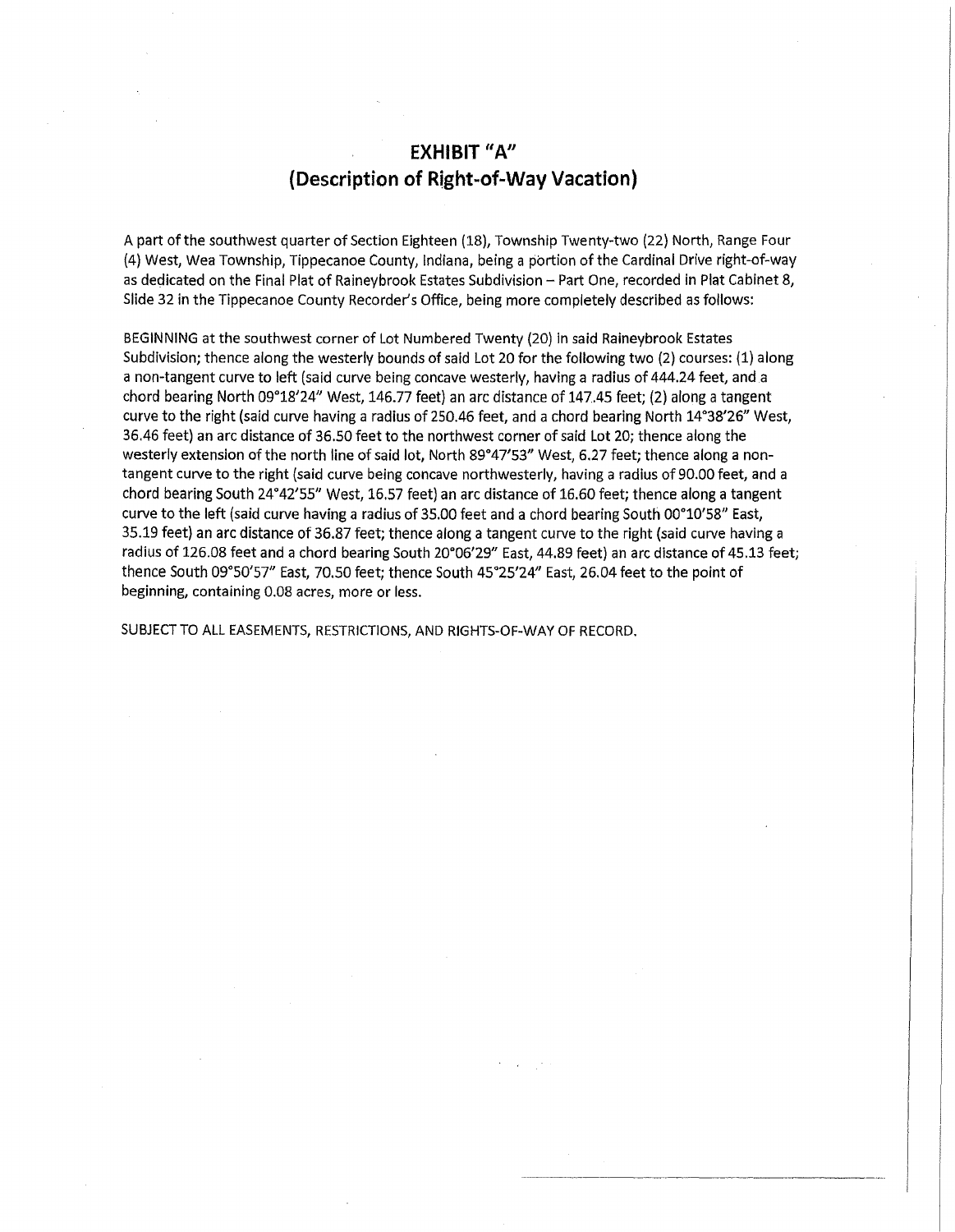# EXHIBIT "A"
## (Description of Right-of-Way Vacation)

A part of the southwest quarter of Section Eighteen (18), Township Twenty-two (22) North, Range Four (4) West, Wea Township, Tippecanoe County, Indiana, being a portion of the Cardinal Drive right-of-way as dedicated on the Final Plat of Raineybrook Estates Subdivision – Part One, recorded in Plat Cabinet 8, Slide 32 in the Tippecanoe County Recorder's Office, being more completely described as follows:

BEGINNING at the southwest corner of Lot Numbered Twenty (20) in said Raineybrook Estates Subdivision; thence along the westerly bounds of said Lot 20 for the following two (2) courses: (1) along a non-tangent curve to left (said curve being concave westerly, having a radius of 444.24 feet, and a chord bearing North 09°18'24" West, 146.77 feet) an arc distance of 147.45 feet; (2) along a tangent curve to the right (said curve having a radius of 250.46 feet, and a chord bearing North 14°38'26" West, 36.46 feet) an arc distance of 36.50 feet to the northwest corner of said Lot 20; thence along the westerly extension of the north line of said lot, North 89°47'53" West, 6.27 feet; thence along a non-tangent curve to the right (said curve being concave northwesterly, having a radius of 90.00 feet, and a chord bearing South 24°42'55" West, 16.57 feet) an arc distance of 16.60 feet; thence along a tangent curve to the left (said curve having a radius of 35.00 feet and a chord bearing South 00°10'58" East, 35.19 feet) an arc distance of 36.87 feet; thence along a tangent curve to the right (said curve having a radius of 126.08 feet and a chord bearing South 20°06'29" East, 44.89 feet) an arc distance of 45.13 feet; thence South 09°50'57" East, 70.50 feet; thence South 45°25'24" East, 26.04 feet to the point of beginning, containing 0.08 acres, more or less.

SUBJECT TO ALL EASEMENTS, RESTRICTIONS, AND RIGHTS-OF-WAY OF RECORD.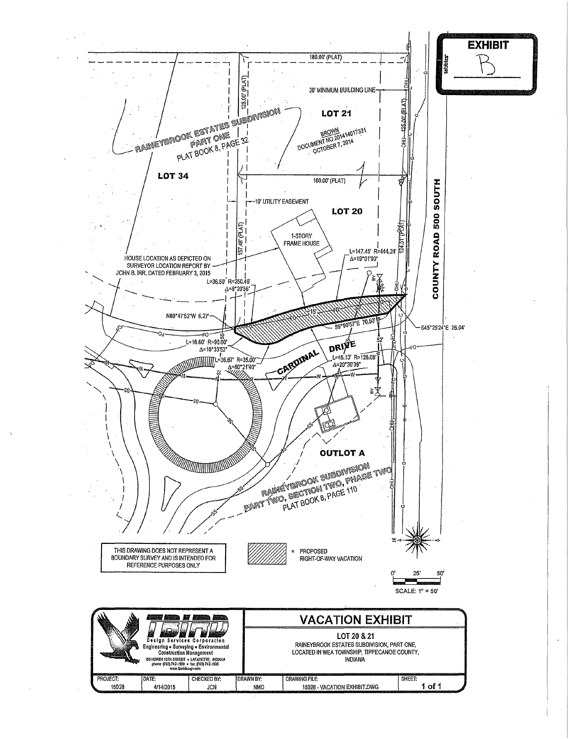EXHIBIT B

180.00' (PLAT)

125.00' (PLAT)

30' MINIMUM BUILDING LINE

LOT 21

BROWN
DOCUMENT NO 201414017321
OCTOBER 7, 2014

RAINEYBROOK ESTATES SUBDIVISION
PART ONE
PLAT BOOK 8, PAGE 32

125.00' (PLAT)

LOT 34

180.00' (PLAT)

10' UTILITY EASEMENT

LOT 20

157.48' (PLAT)

1-STORY
FRAME HOUSE

HOUSE LOCATION AS DEPICTED ON
SURVEYOR LOCATION REPORT BY
JOHN B. IRR, DATED FEBRUARY 3, 2015

L=147.45' R=444.24'
Δ=19°01'00"

124.51' (PLAT)

COUNTY ROAD 500 SOUTH

L=36.50' R=250.46'
Δ=8°20'56"

N89°47'53"W 6.27'

15'

S9°50'57"E 70.50'

S45°25'24"E 26.04'

L=16.60' R=90.00'
Δ=10°33'53"

L=36.87' R=35.00'
Δ=60°21'40"

52'

CARDINAL DRIVE

L=45.13' R=126.08'
Δ=20°30'38"

OUTLOT A

RAINEYBROOK SUBDIVISION
PART TWO, SECTION TWO, PHASE TWO
PLAT BOOK 8, PAGE 110

THIS DRAWING DOES NOT REPRESENT A BOUNDARY SURVEY AND IS INTENDED FOR REFERENCE PURPOSES ONLY

= PROPOSED RIGHT-OF-WAY VACATION

0' 25' 50'

SCALE: 1" = 50'

TBIRD Design Services Corporation
Engineering • Surveying • Environmental
Construction Management
105 NORTH 10TH STREET • LAFAYETTE, INDIANA
phone: (765) 742-1900 • fax: (765) 742-1905
www.tbirddesign.com

# VACATION EXHIBIT

LOT 20 & 21
RAINEYBROOK ESTATES SUBDIVISION, PART ONE,
LOCATED IN WEA TOWNSHIP, TIPPECANOE COUNTY,
INDIANA

| PROJECT: | DATE: | CHECKED BY: | DRAWN BY: | DRAWING FILE: | SHEET: |
|---|---|---|---|---|---|
| 15028 | 4/14/2015 | JCN | NMD | 15028 - VACATION EXHIBIT.DWG | 1 of 1 |